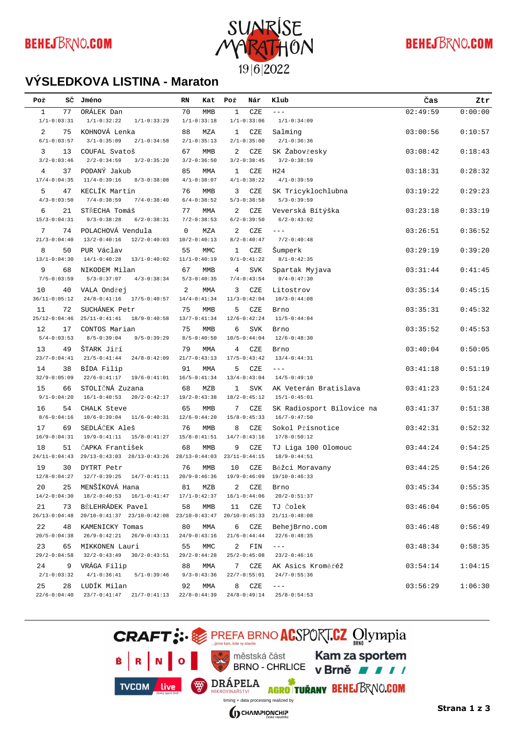# VÝSLEDKOVA LISTINA - Maraton

| Poř | SČ | Jméno | RN | Kat | Poř | Nár | Klub | Čas | Ztr |
|---|---|---|---|---|---|---|---|---|---|
| 1 | 77 | ORÁLEK Dan | 70 | MMB | 1 | CZE | --- | 02:49:59 | 0:00:00 |
| 1/1-0:03:31 | 1/1-0:32:22 | 1/1-0:33:29 | 1/1-0:33:18 | | 1/1-0:33:06 | | 1/1-0:34:09 | | |
| 2 | 75 | KOHNOVÁ Lenka | 88 | MZA | 1 | CZE | Salming | 03:00:56 | 0:10:57 |
| 6/1-0:03:57 | 3/1-0:35:09 | 2/1-0:34:58 | 2/1-0:35:13 | | 2/1-0:35:00 | | 2/1-0:36:36 | | |
| 3 | 13 | COUFAL Svatoš | 67 | MMB | 2 | CZE | SK Žabovřesky | 03:08:42 | 0:18:43 |
| 3/2-0:03:46 | 2/2-0:34:59 | 3/2-0:35:20 | 3/2-0:36:50 | | 3/2-0:38:45 | | 3/2-0:38:59 | | |
| 4 | 37 | PODANÝ Jakub | 85 | MMA | 1 | CZE | H24 | 03:18:31 | 0:28:32 |
| 17/4-0:04:35 | 11/4-0:39:16 | 8/3-0:38:08 | 4/1-0:38:07 | | 4/1-0:38:22 | | 4/1-0:39:59 | | |
| 5 | 47 | KECLÍK Martin | 76 | MMB | 3 | CZE | SK Tricyklochlubna | 03:19:22 | 0:29:23 |
| 4/3-0:03:50 | 7/4-0:38:59 | 7/4-0:38:40 | 6/4-0:38:52 | | 5/3-0:38:58 | | 5/3-0:39:59 | | |
| 6 | 21 | STŘECHA Tomáš | 77 | MMA | 2 | CZE | Veverská Bítýška | 03:23:18 | 0:33:19 |
| 15/3-0:04:31 | 9/3-0:38:28 | 6/2-0:38:31 | 7/2-0:38:53 | | 6/2-0:39:50 | | 6/2-0:43:02 | | |
| 7 | 74 | POLACHOVÁ Vendula | 0 | MZA | 2 | CZE | --- | 03:26:51 | 0:36:52 |
| 21/3-0:04:40 | 13/2-0:40:16 | 12/2-0:40:03 | 10/2-0:40:13 | | 8/2-0:40:47 | | 7/2-0:40:48 | | |
| 8 | 50 | PUR Václav | 55 | MMC | 1 | CZE | Šumperk | 03:29:19 | 0:39:20 |
| 13/1-0:04:30 | 14/1-0:40:28 | 13/1-0:40:02 | 11/1-0:40:19 | | 9/1-0:41:22 | | 8/1-0:42:35 | | |
| 9 | 68 | NIKODEM Milan | 67 | MMB | 4 | SVK | Spartak Myjava | 03:31:44 | 0:41:45 |
| 7/5-0:03:59 | 5/3-0:37:07 | 4/3-0:38:34 | 5/3-0:40:35 | | 7/4-0:43:54 | | 9/4-0:47:30 | | |
| 10 | 40 | VALA Ondřej | 2 | MMA | 3 | CZE | Litostrov | 03:35:14 | 0:45:15 |
| 36/11-0:05:12 | 24/8-0:41:16 | 17/5-0:40:57 | 14/4-0:41:34 | | 11/3-0:42:04 | | 10/3-0:44:08 | | |
| 11 | 72 | SUCHÁNEK Petr | 75 | MMB | 5 | CZE | Brno | 03:35:31 | 0:45:32 |
| 25/12-0:04:46 | 25/11-0:41:41 | 18/9-0:40:58 | 13/7-0:41:34 | | 12/6-0:42:24 | | 11/5-0:44:04 | | |
| 12 | 17 | CONTOS Marian | 75 | MMB | 6 | SVK | Brno | 03:35:52 | 0:45:53 |
| 5/4-0:03:53 | 8/5-0:39:04 | 9/5-0:39:29 | 8/5-0:40:50 | | 10/5-0:44:04 | | 12/6-0:48:30 | | |
| 13 | 49 | ŠTARK Jiří | 79 | MMA | 4 | CZE | Brno | 03:40:04 | 0:50:05 |
| 23/7-0:04:41 | 21/5-0:41:44 | 24/8-0:42:09 | 21/7-0:43:13 | | 17/5-0:43:42 | | 13/4-0:44:31 | | |
| 14 | 38 | BÍDA Filip | 91 | MMA | 5 | CZE | --- | 03:41:18 | 0:51:19 |
| 32/9-0:05:09 | 22/6-0:41:17 | 19/6-0:41:01 | 16/5-0:41:34 | | 13/4-0:43:04 | | 14/5-0:49:10 | | |
| 15 | 66 | STOLIČNÁ Zuzana | 68 | MZB | 1 | SVK | AK Veterán Bratislava | 03:41:23 | 0:51:24 |
| 9/1-0:04:20 | 16/1-0:40:53 | 20/2-0:42:17 | 19/2-0:43:38 | | 18/2-0:45:12 | | 15/1-0:45:01 | | |
| 16 | 54 | CHALK Steve | 65 | MMB | 7 | CZE | SK Radiosport Bílovice na | 03:41:37 | 0:51:38 |
| 8/6-0:04:16 | 10/6-0:39:04 | 11/6-0:40:31 | 12/6-0:44:20 | | 15/8-0:45:33 | | 16/7-0:47:50 | | |
| 17 | 69 | SEDLÁČEK Aleš | 76 | MMB | 8 | CZE | Sokol Přísnotice | 03:42:31 | 0:52:32 |
| 16/9-0:04:31 | 19/9-0:41:11 | 15/8-0:41:27 | 15/8-0:41:51 | | 14/7-0:43:16 | | 17/8-0:50:12 | | |
| 18 | 51 | ČAPKA František | 68 | MMB | 9 | CZE | TJ Liga 100 Olomouc | 03:44:24 | 0:54:25 |
| 24/11-0:04:43 | 29/13-0:43:03 | 28/13-0:43:26 | 28/13-0:44:03 | | 23/11-0:44:15 | | 18/9-0:44:51 | | |
| 19 | 30 | DYTRT Petr | 76 | MMB | 10 | CZE | Běžci Moravany | 03:44:25 | 0:54:26 |
| 12/8-0:04:27 | 12/7-0:39:25 | 14/7-0:41:11 | 20/9-0:46:36 | | 19/9-0:46:09 | | 19/10-0:46:33 | | |
| 20 | 25 | MENŠÍKOVÁ Hana | 81 | MZB | 2 | CZE | Brno | 03:45:34 | 0:55:35 |
| 14/2-0:04:30 | 18/2-0:40:53 | 16/1-0:41:47 | 17/1-0:42:37 | | 16/1-0:44:06 | | 20/2-0:51:37 | | |
| 21 | 73 | BĚLEHRÁDEK Pavel | 58 | MMB | 11 | CZE | TJ Čolek | 03:46:04 | 0:56:05 |
| 26/13-0:04:48 | 20/10-0:41:37 | 23/10-0:42:08 | 23/10-0:43:47 | | 20/10-0:45:33 | | 21/11-0:48:08 | | |
| 22 | 48 | KAMENICKY Tomas | 80 | MMA | 6 | CZE | BehejBrno.com | 03:46:48 | 0:56:49 |
| 20/5-0:04:38 | 26/9-0:42:21 | 26/9-0:43:11 | 24/9-0:43:16 | | 21/6-0:44:44 | | 22/6-0:48:35 | | |
| 23 | 65 | MIKKONEN Lauri | 55 | MMC | 2 | FIN | --- | 03:48:34 | 0:58:35 |
| 29/2-0:04:58 | 32/2-0:43:49 | 30/2-0:43:51 | 29/2-0:44:28 | | 25/2-0:45:08 | | 23/2-0:46:16 | | |
| 24 | 9 | VRÁGA Filip | 88 | MMA | 7 | CZE | AK Asics Kroměříž | 03:54:14 | 1:04:15 |
| 2/1-0:03:32 | 4/1-0:36:41 | 5/1-0:39:46 | 9/3-0:43:36 | | 22/7-0:55:01 | | 24/7-0:55:36 | | |
| 25 | 28 | LUDÍK Milan | 92 | MMA | 8 | CZE | --- | 03:56:29 | 1:06:30 |
| 22/6-0:04:40 | 23/7-0:41:47 | 21/7-0:41:13 | 22/8-0:44:39 | | 24/8-0:49:14 | | 25/8-0:54:53 | | |

timing + data processing realized by CHAMPIONCHIP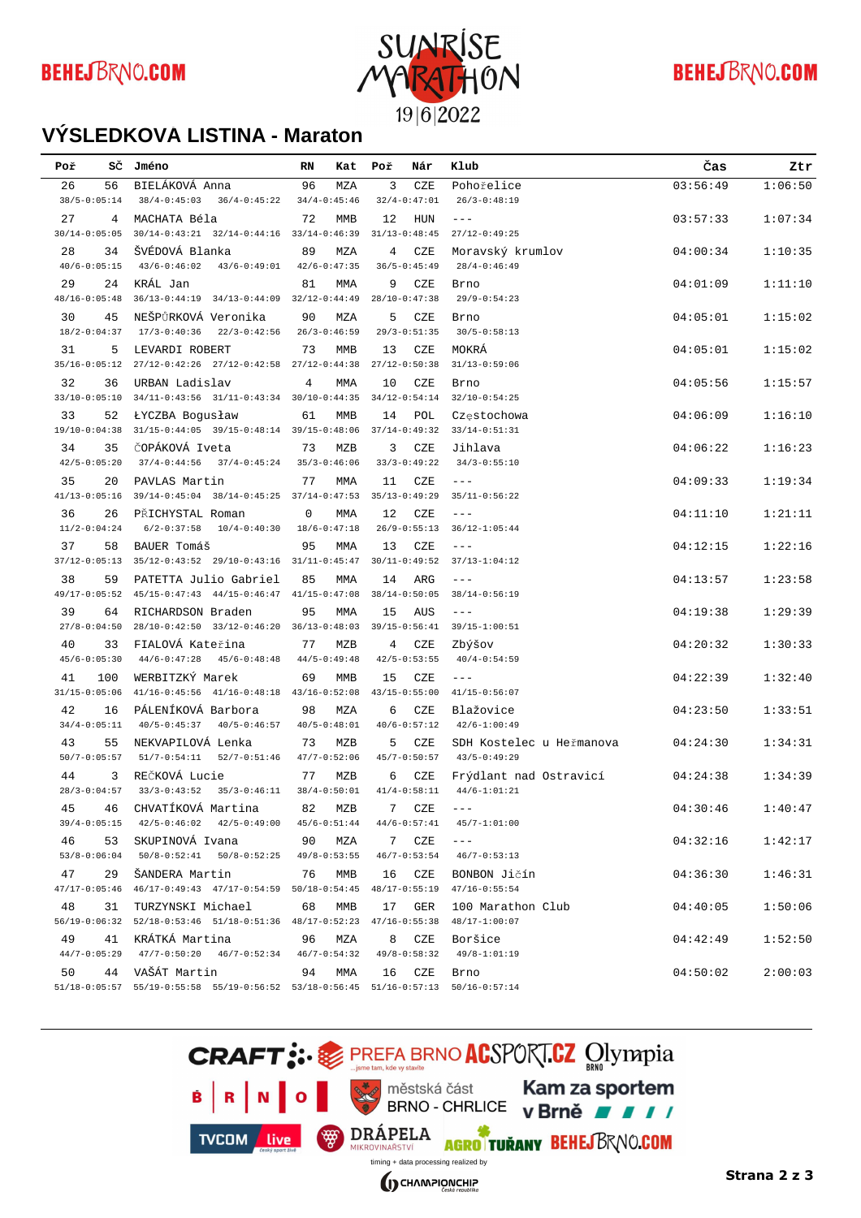## VÝSLEDKOVA LISTINA - Maraton

| Poř | SČ | Jméno | RN | Kat | Poř | Nár | Klub | Čas | Ztr |
|---|---|---|---|---|---|---|---|---|---|
| 26 | 56 | BIELÁKOVÁ Anna | 96 | MZA | 3 | CZE | Pohořelice | 03:56:49 | 1:06:50 |
| 38/5-0:05:14 | 38/4-0:45:03 | 36/4-0:45:22 | 34/4-0:45:46 | 32/4-0:47:01 | | | 26/3-0:48:19 | | |
| 27 | 4 | MACHATA Béla | 72 | MMB | 12 | HUN | --- | 03:57:33 | 1:07:34 |
| 30/14-0:05:05 | 30/14-0:43:21 | 32/14-0:44:16 | 33/14-0:46:39 | 31/13-0:48:45 | | | 27/12-0:49:25 | | |
| 28 | 34 | ŠVÉDOVÁ Blanka | 89 | MZA | 4 | CZE | Moravský krumlov | 04:00:34 | 1:10:35 |
| 40/6-0:05:15 | 43/6-0:46:02 | 43/6-0:49:01 | 42/6-0:47:35 | 36/5-0:45:49 | | | 28/4-0:46:49 | | |
| 29 | 24 | KRÁL Jan | 81 | MMA | 9 | CZE | Brno | 04:01:09 | 1:11:10 |
| 48/16-0:05:48 | 36/13-0:44:19 | 34/13-0:44:09 | 32/12-0:44:49 | 28/10-0:47:38 | | | 29/9-0:54:23 | | |
| 30 | 45 | NEŠPŮRKOVÁ Veronika | 90 | MZA | 5 | CZE | Brno | 04:05:01 | 1:15:02 |
| 18/2-0:04:37 | 17/3-0:40:36 | 22/3-0:42:56 | 26/3-0:46:59 | 29/3-0:51:35 | | | 30/5-0:58:13 | | |
| 31 | 5 | LEVARDI ROBERT | 73 | MMB | 13 | CZE | MOKRÁ | 04:05:01 | 1:15:02 |
| 35/16-0:05:12 | 27/12-0:42:26 | 27/12-0:42:58 | 27/12-0:44:38 | 27/12-0:50:38 | | | 31/13-0:59:06 | | |
| 32 | 36 | URBAN Ladislav | 4 | MMA | 10 | CZE | Brno | 04:05:56 | 1:15:57 |
| 33/10-0:05:10 | 34/11-0:43:56 | 31/11-0:43:34 | 30/10-0:44:35 | 34/12-0:54:14 | | | 32/10-0:54:25 | | |
| 33 | 52 | ŁYCZBA Bogusław | 61 | MMB | 14 | POL | Częstochowa | 04:06:09 | 1:16:10 |
| 19/10-0:04:38 | 31/15-0:44:05 | 39/15-0:48:14 | 39/15-0:48:06 | 37/14-0:49:32 | | | 33/14-0:51:31 | | |
| 34 | 35 | ČOPÁKOVÁ Iveta | 73 | MZB | 3 | CZE | Jihlava | 04:06:22 | 1:16:23 |
| 42/5-0:05:20 | 37/4-0:44:56 | 37/4-0:45:24 | 35/3-0:46:06 | 33/3-0:49:22 | | | 34/3-0:55:10 | | |
| 35 | 20 | PAVLAS Martin | 77 | MMA | 11 | CZE | --- | 04:09:33 | 1:19:34 |
| 41/13-0:05:16 | 39/14-0:45:04 | 38/14-0:45:25 | 37/14-0:47:53 | 35/13-0:49:29 | | | 35/11-0:56:22 | | |
| 36 | 26 | PŘICHYSTAL Roman | 0 | MMA | 12 | CZE | --- | 04:11:10 | 1:21:11 |
| 11/2-0:04:24 | 6/2-0:37:58 | 10/4-0:40:30 | 18/6-0:47:18 | 26/9-0:55:13 | | | 36/12-1:05:44 | | |
| 37 | 58 | BAUER Tomáš | 95 | MMA | 13 | CZE | --- | 04:12:15 | 1:22:16 |
| 37/12-0:05:13 | 35/12-0:43:52 | 29/10-0:43:16 | 31/11-0:45:47 | 30/11-0:49:52 | | | 37/13-1:04:12 | | |
| 38 | 59 | PATETTA Julio Gabriel | 85 | MMA | 14 | ARG | --- | 04:13:57 | 1:23:58 |
| 49/17-0:05:52 | 45/15-0:47:43 | 44/15-0:46:47 | 41/15-0:47:08 | 38/14-0:50:05 | | | 38/14-0:56:19 | | |
| 39 | 64 | RICHARDSON Braden | 95 | MMA | 15 | AUS | --- | 04:19:38 | 1:29:39 |
| 27/8-0:04:50 | 28/10-0:42:50 | 33/12-0:46:20 | 36/13-0:48:03 | 39/15-0:56:41 | | | 39/15-1:00:51 | | |
| 40 | 33 | FIALOVÁ Kateřina | 77 | MZB | 4 | CZE | Zbýšov | 04:20:32 | 1:30:33 |
| 45/6-0:05:30 | 44/6-0:47:28 | 45/6-0:48:48 | 44/5-0:49:48 | 42/5-0:53:55 | | | 40/4-0:54:59 | | |
| 41 | 100 | WERBITZKÝ Marek | 69 | MMB | 15 | CZE | --- | 04:22:39 | 1:32:40 |
| 31/15-0:05:06 | 41/16-0:45:56 | 41/16-0:48:18 | 43/16-0:52:08 | 43/15-0:55:00 | | | 41/15-0:56:07 | | |
| 42 | 16 | PÁLENÍKOVÁ Barbora | 98 | MZA | 6 | CZE | Blažovice | 04:23:50 | 1:33:51 |
| 34/4-0:05:11 | 40/5-0:45:37 | 40/5-0:46:57 | 40/5-0:48:01 | 40/6-0:57:12 | | | 42/6-1:00:49 | | |
| 43 | 55 | NEKVAPILOVÁ Lenka | 73 | MZB | 5 | CZE | SDH Kostelec u Heřmanova | 04:24:30 | 1:34:31 |
| 50/7-0:05:57 | 51/7-0:54:11 | 52/7-0:51:46 | 47/7-0:52:06 | 45/7-0:50:57 | | | 43/5-0:49:29 | | |
| 44 | 3 | REČKOVÁ Lucie | 77 | MZB | 6 | CZE | Frýdlant nad Ostravicí | 04:24:38 | 1:34:39 |
| 28/3-0:04:57 | 33/3-0:43:52 | 35/3-0:46:11 | 38/4-0:50:01 | 41/4-0:58:11 | | | 44/6-1:01:21 | | |
| 45 | 46 | CHVATÍKOVÁ Martina | 82 | MZB | 7 | CZE | --- | 04:30:46 | 1:40:47 |
| 39/4-0:05:15 | 42/5-0:46:02 | 42/5-0:49:00 | 45/6-0:51:44 | 44/6-0:57:41 | | | 45/7-1:01:00 | | |
| 46 | 53 | SKUPINOVÁ Ivana | 90 | MZA | 7 | CZE | --- | 04:32:16 | 1:42:17 |
| 53/8-0:06:04 | 50/8-0:52:41 | 50/8-0:52:25 | 49/8-0:53:55 | 46/7-0:53:54 | | | 46/7-0:53:13 | | |
| 47 | 29 | ŠANDERA Martin | 76 | MMB | 16 | CZE | BONBON Jičín | 04:36:30 | 1:46:31 |
| 47/17-0:05:46 | 46/17-0:49:43 | 47/17-0:54:59 | 50/18-0:54:45 | 48/17-0:55:19 | | | 47/16-0:55:54 | | |
| 48 | 31 | TURZYNSKI Michael | 68 | MMB | 17 | GER | 100 Marathon Club | 04:40:05 | 1:50:06 |
| 56/19-0:06:32 | 52/18-0:53:46 | 51/18-0:51:36 | 48/17-0:52:23 | 47/16-0:55:38 | | | 48/17-1:00:07 | | |
| 49 | 41 | KRÁTKÁ Martina | 96 | MZA | 8 | CZE | Boršice | 04:42:49 | 1:52:50 |
| 44/7-0:05:29 | 47/7-0:50:20 | 46/7-0:52:34 | 46/7-0:54:32 | 49/8-0:58:32 | | | 49/8-1:01:19 | | |
| 50 | 44 | VAŠÁT Martin | 94 | MMA | 16 | CZE | Brno | 04:50:02 | 2:00:03 |
| 51/18-0:05:57 | 55/19-0:55:58 | 55/19-0:56:52 | 53/18-0:56:45 | 51/16-0:57:13 | | | 50/16-0:57:14 | | |

timing + data processing realized by CHAMPIONCHIP Česká republika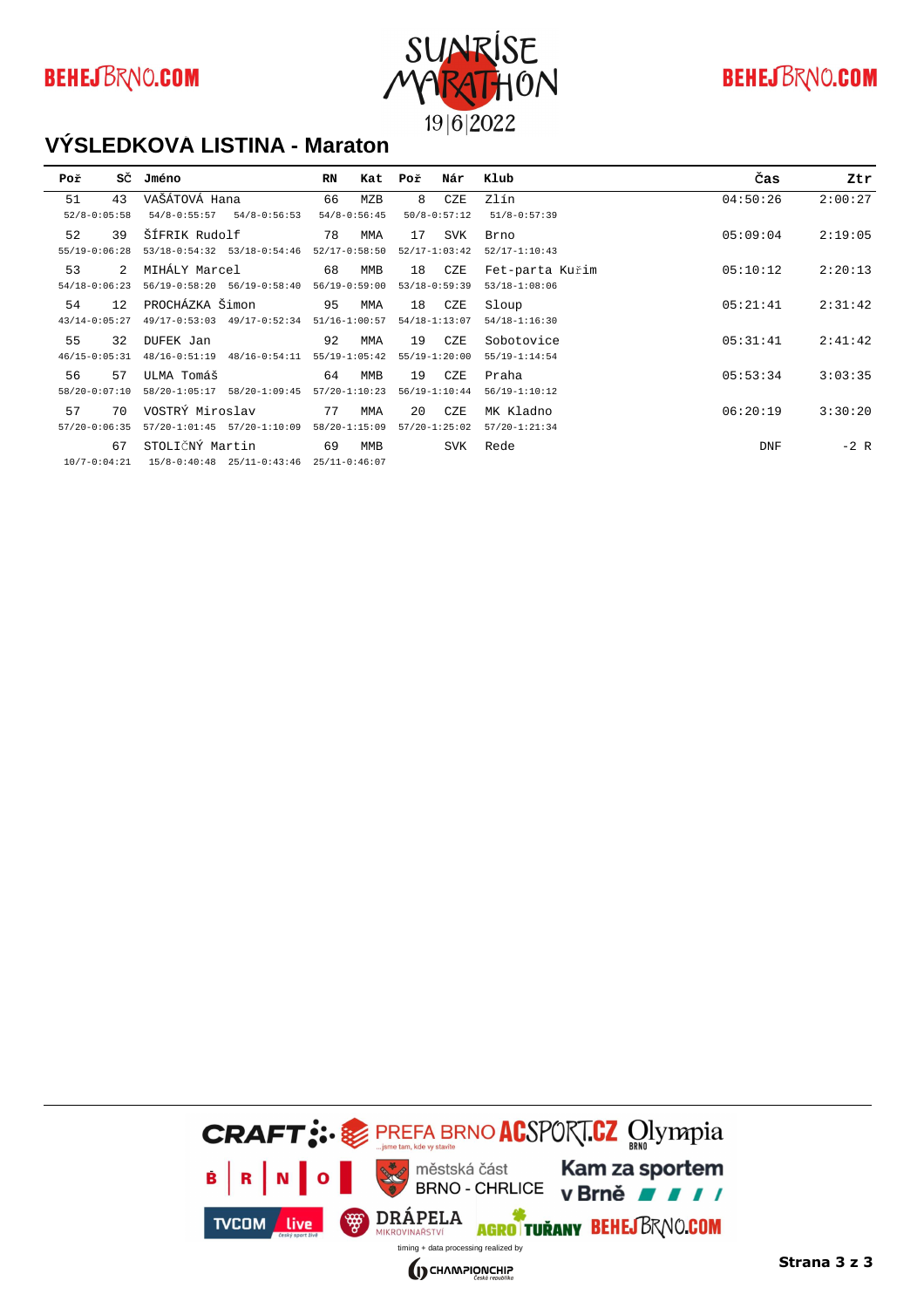## VÝSLEDKOVA LISTINA - Maraton

| Poř | SČ | Jméno | RN | Kat | Poř | Nár | Klub | Čas | Ztr |
|---|---|---|---|---|---|---|---|---|---|
| 51 | 43 | VAŠÁTOVÁ Hana | 66 | MZB | 8 | CZE | Zlín | 04:50:26 | 2:00:27 |
| 52/8-0:05:58 | | 54/8-0:55:57 54/8-0:56:53 | 54/8-0:56:45 | | 50/8-0:57:12 | | 51/8-0:57:39 | | |
| 52 | 39 | ŠÍFRIK Rudolf | 78 | MMA | 17 | SVK | Brno | 05:09:04 | 2:19:05 |
| 55/19-0:06:28 | | 53/18-0:54:32 53/18-0:54:46 | 52/17-0:58:50 | | 52/17-1:03:42 | | 52/17-1:10:43 | | |
| 53 | 2 | MIHÁLY Marcel | 68 | MMB | 18 | CZE | Fet-parta Kuřim | 05:10:12 | 2:20:13 |
| 54/18-0:06:23 | | 56/19-0:58:20 56/19-0:58:40 | 56/19-0:59:00 | | 53/18-0:59:39 | | 53/18-1:08:06 | | |
| 54 | 12 | PROCHÁZKA Šimon | 95 | MMA | 18 | CZE | Sloup | 05:21:41 | 2:31:42 |
| 43/14-0:05:27 | | 49/17-0:53:03 49/17-0:52:34 | 51/16-1:00:57 | | 54/18-1:13:07 | | 54/18-1:16:30 | | |
| 55 | 32 | DUFEK Jan | 92 | MMA | 19 | CZE | Sobotovice | 05:31:41 | 2:41:42 |
| 46/15-0:05:31 | | 48/16-0:51:19 48/16-0:54:11 | 55/19-1:05:42 | | 55/19-1:20:00 | | 55/19-1:14:54 | | |
| 56 | 57 | ULMA Tomáš | 64 | MMB | 19 | CZE | Praha | 05:53:34 | 3:03:35 |
| 58/20-0:07:10 | | 58/20-1:05:17 58/20-1:09:45 | 57/20-1:10:23 | | 56/19-1:10:44 | | 56/19-1:10:12 | | |
| 57 | 70 | VOSTRÝ Miroslav | 77 | MMA | 20 | CZE | MK Kladno | 06:20:19 | 3:30:20 |
| 57/20-0:06:35 | | 57/20-1:01:45 57/20-1:10:09 | 58/20-1:15:09 | | 57/20-1:25:02 | | 57/20-1:21:34 | | |
| | 67 | STOLIČNÝ Martin | 69 | MMB | | SVK | Rede | DNF | -2 R |
| 10/7-0:04:21 | | 15/8-0:40:48 25/11-0:43:46 | 25/11-0:46:07 | | | | | | |

timing + data processing realized by CHAMPIONCHIP